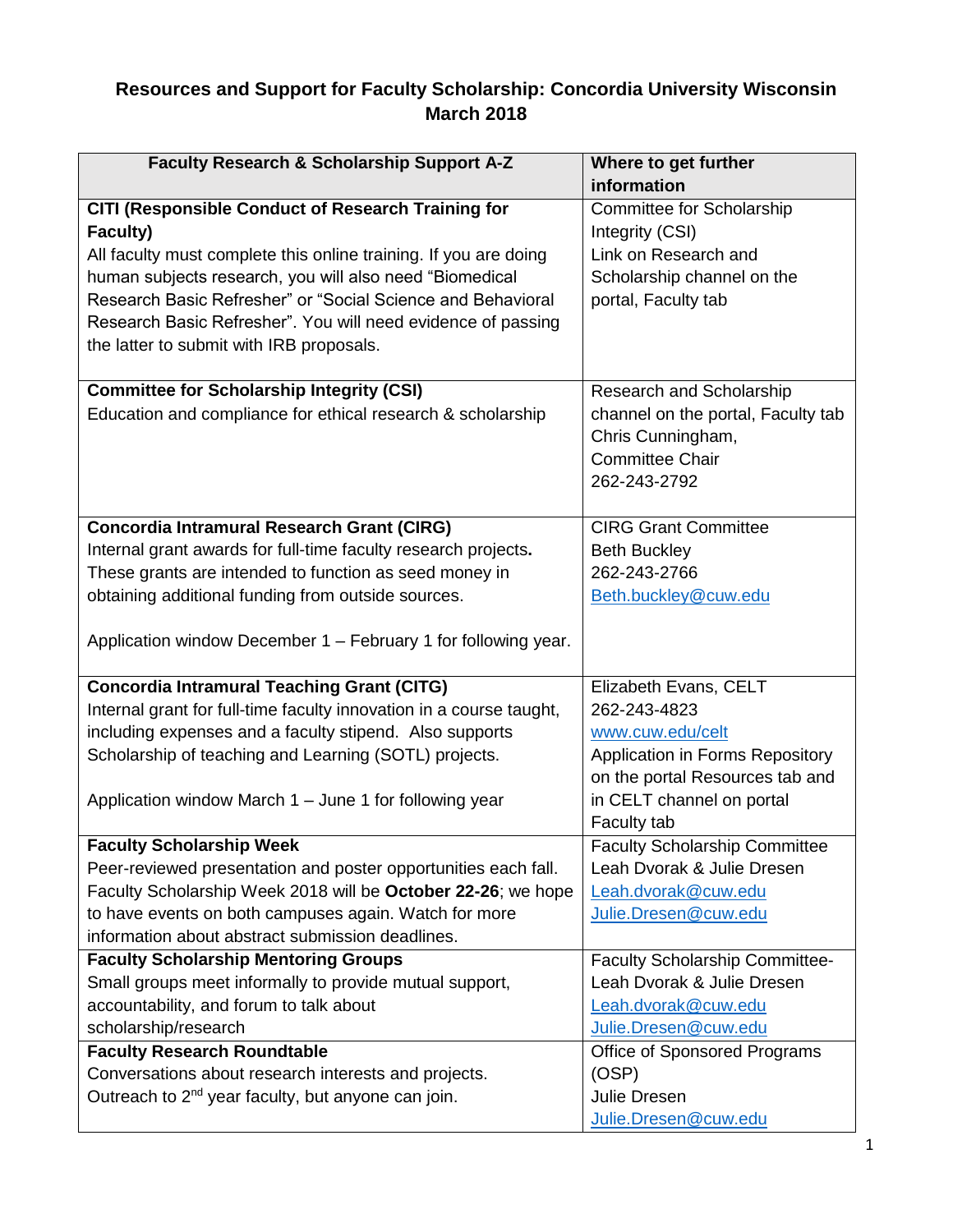# Resources and Support for Faculty Scholarship: Concordia University Wisconsin March 2018

| Faculty Research & Scholarship Support A-Z | Where to get further information |
|---|---|
| **CITI (Responsible Conduct of Research Training for Faculty)**<br>All faculty must complete this online training. If you are doing human subjects research, you will also need "Biomedical Research Basic Refresher" or "Social Science and Behavioral Research Basic Refresher". You will need evidence of passing the latter to submit with IRB proposals. | Committee for Scholarship Integrity (CSI)<br>Link on Research and Scholarship channel on the portal, Faculty tab |
| **Committee for Scholarship Integrity (CSI)**<br>Education and compliance for ethical research & scholarship | Research and Scholarship channel on the portal, Faculty tab<br>Chris Cunningham, Committee Chair<br>262-243-2792 |
| **Concordia Intramural Research Grant (CIRG)**<br>Internal grant awards for full-time faculty research projects**.** These grants are intended to function as seed money in obtaining additional funding from outside sources.<br><br>Application window December 1 – February 1 for following year. | CIRG Grant Committee<br>Beth Buckley<br>262-243-2766<br>Beth.buckley@cuw.edu |
| **Concordia Intramural Teaching Grant (CITG)**<br>Internal grant for full-time faculty innovation in a course taught, including expenses and a faculty stipend. Also supports Scholarship of teaching and Learning (SOTL) projects.<br><br>Application window March 1 – June 1 for following year | Elizabeth Evans, CELT<br>262-243-4823<br>www.cuw.edu/celt<br>Application in Forms Repository on the portal Resources tab and in CELT channel on portal Faculty tab |
| **Faculty Scholarship Week**<br>Peer-reviewed presentation and poster opportunities each fall. Faculty Scholarship Week 2018 will be **October 22-26**; we hope to have events on both campuses again. Watch for more information about abstract submission deadlines. | Faculty Scholarship Committee<br>Leah Dvorak & Julie Dresen<br>Leah.dvorak@cuw.edu<br>Julie.Dresen@cuw.edu |
| **Faculty Scholarship Mentoring Groups**<br>Small groups meet informally to provide mutual support, accountability, and forum to talk about scholarship/research | Faculty Scholarship Committee-<br>Leah Dvorak & Julie Dresen<br>Leah.dvorak@cuw.edu<br>Julie.Dresen@cuw.edu |
| **Faculty Research Roundtable**<br>Conversations about research interests and projects. Outreach to 2nd year faculty, but anyone can join. | Office of Sponsored Programs (OSP)<br>Julie Dresen<br>Julie.Dresen@cuw.edu |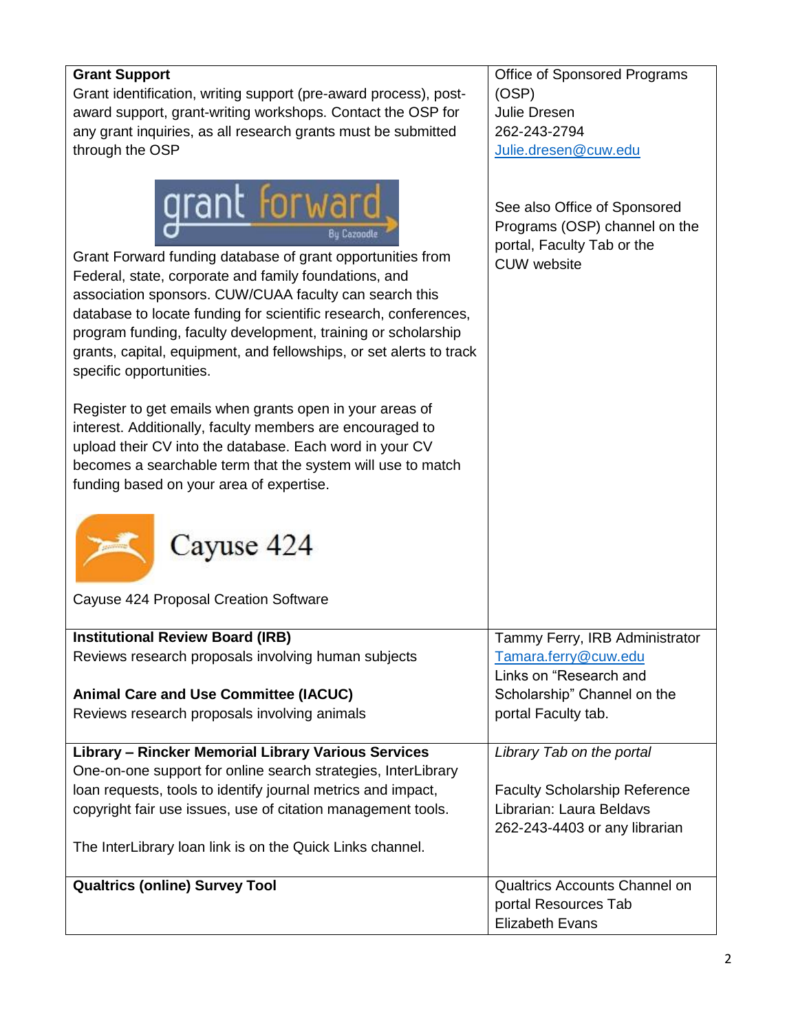| **Grant Support**<br>Grant identification, writing support (pre-award process), post-award support, grant-writing workshops. Contact the OSP for any grant inquiries, as all research grants must be submitted through the OSP<br><br>grant forward By Cazoodle<br><br>Grant Forward funding database of grant opportunities from Federal, state, corporate and family foundations, and association sponsors. CUW/CUAA faculty can search this database to locate funding for scientific research, conferences, program funding, faculty development, training or scholarship grants, capital, equipment, and fellowships, or set alerts to track specific opportunities.<br><br>Register to get emails when grants open in your areas of interest. Additionally, faculty members are encouraged to upload their CV into the database. Each word in your CV becomes a searchable term that the system will use to match funding based on your area of expertise.<br><br>Cayuse 424<br><br>Cayuse 424 Proposal Creation Software | Office of Sponsored Programs (OSP)<br>Julie Dresen<br>262-243-2794<br>Julie.dresen@cuw.edu<br><br>See also Office of Sponsored Programs (OSP) channel on the portal, Faculty Tab or the CUW website |
|---|---|
| **Institutional Review Board (IRB)**<br>Reviews research proposals involving human subjects<br><br>**Animal Care and Use Committee (IACUC)**<br>Reviews research proposals involving animals | Tammy Ferry, IRB Administrator<br>Tamara.ferry@cuw.edu<br>Links on "Research and Scholarship" Channel on the portal Faculty tab. |
| **Library – Rincker Memorial Library Various Services**<br>One-on-one support for online search strategies, InterLibrary loan requests, tools to identify journal metrics and impact, copyright fair use issues, use of citation management tools.<br><br>The InterLibrary loan link is on the Quick Links channel. | *Library Tab on the portal*<br><br>Faculty Scholarship Reference Librarian: Laura Beldavs<br>262-243-4403 or any librarian |
| **Qualtrics (online) Survey Tool** | Qualtrics Accounts Channel on portal Resources Tab<br>Elizabeth Evans |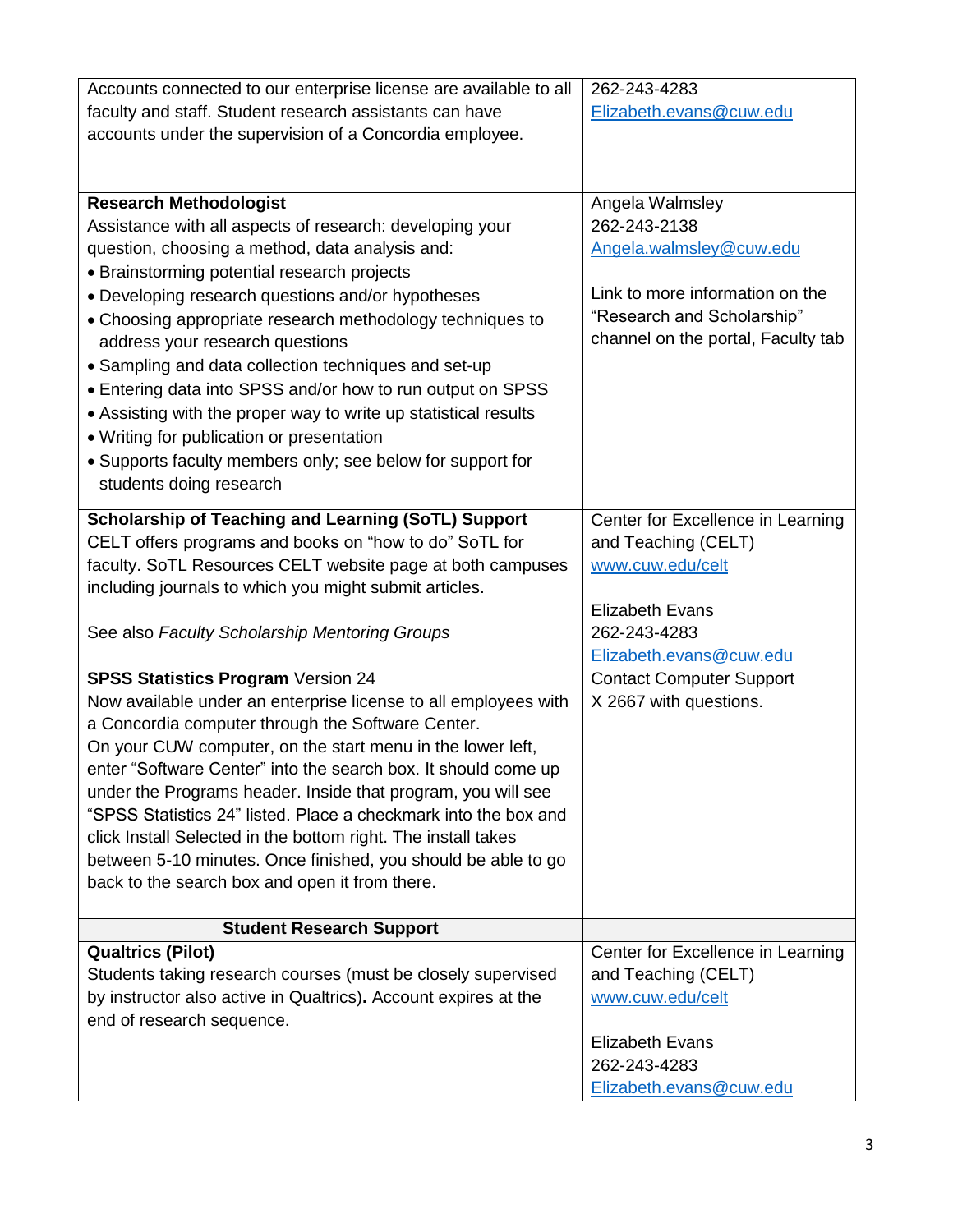| | |
|---|---|
| Accounts connected to our enterprise license are available to all faculty and staff. Student research assistants can have accounts under the supervision of a Concordia employee. | 262-243-4283<br>Elizabeth.evans@cuw.edu |
| **Research Methodologist**<br>Assistance with all aspects of research: developing your question, choosing a method, data analysis and:<br>• Brainstorming potential research projects<br>• Developing research questions and/or hypotheses<br>• Choosing appropriate research methodology techniques to address your research questions<br>• Sampling and data collection techniques and set-up<br>• Entering data into SPSS and/or how to run output on SPSS<br>• Assisting with the proper way to write up statistical results<br>• Writing for publication or presentation<br>• Supports faculty members only; see below for support for students doing research | Angela Walmsley<br>262-243-2138<br>Angela.walmsley@cuw.edu<br><br>Link to more information on the "Research and Scholarship" channel on the portal, Faculty tab |
| **Scholarship of Teaching and Learning (SoTL) Support**<br>CELT offers programs and books on "how to do" SoTL for faculty. SoTL Resources CELT website page at both campuses including journals to which you might submit articles.<br><br>See also *Faculty Scholarship Mentoring Groups* | Center for Excellence in Learning and Teaching (CELT)<br>www.cuw.edu/celt<br><br>Elizabeth Evans<br>262-243-4283<br>Elizabeth.evans@cuw.edu |
| **SPSS Statistics Program** Version 24<br>Now available under an enterprise license to all employees with a Concordia computer through the Software Center.<br>On your CUW computer, on the start menu in the lower left, enter "Software Center" into the search box. It should come up under the Programs header. Inside that program, you will see "SPSS Statistics 24" listed. Place a checkmark into the box and click Install Selected in the bottom right. The install takes between 5-10 minutes. Once finished, you should be able to go back to the search box and open it from there. | Contact Computer Support<br>X 2667 with questions. |
| **Student Research Support** | |
| **Qualtrics (Pilot)**<br>Students taking research courses (must be closely supervised by instructor also active in Qualtrics)**.** Account expires at the end of research sequence. | Center for Excellence in Learning and Teaching (CELT)<br>www.cuw.edu/celt<br><br>Elizabeth Evans<br>262-243-4283<br>Elizabeth.evans@cuw.edu |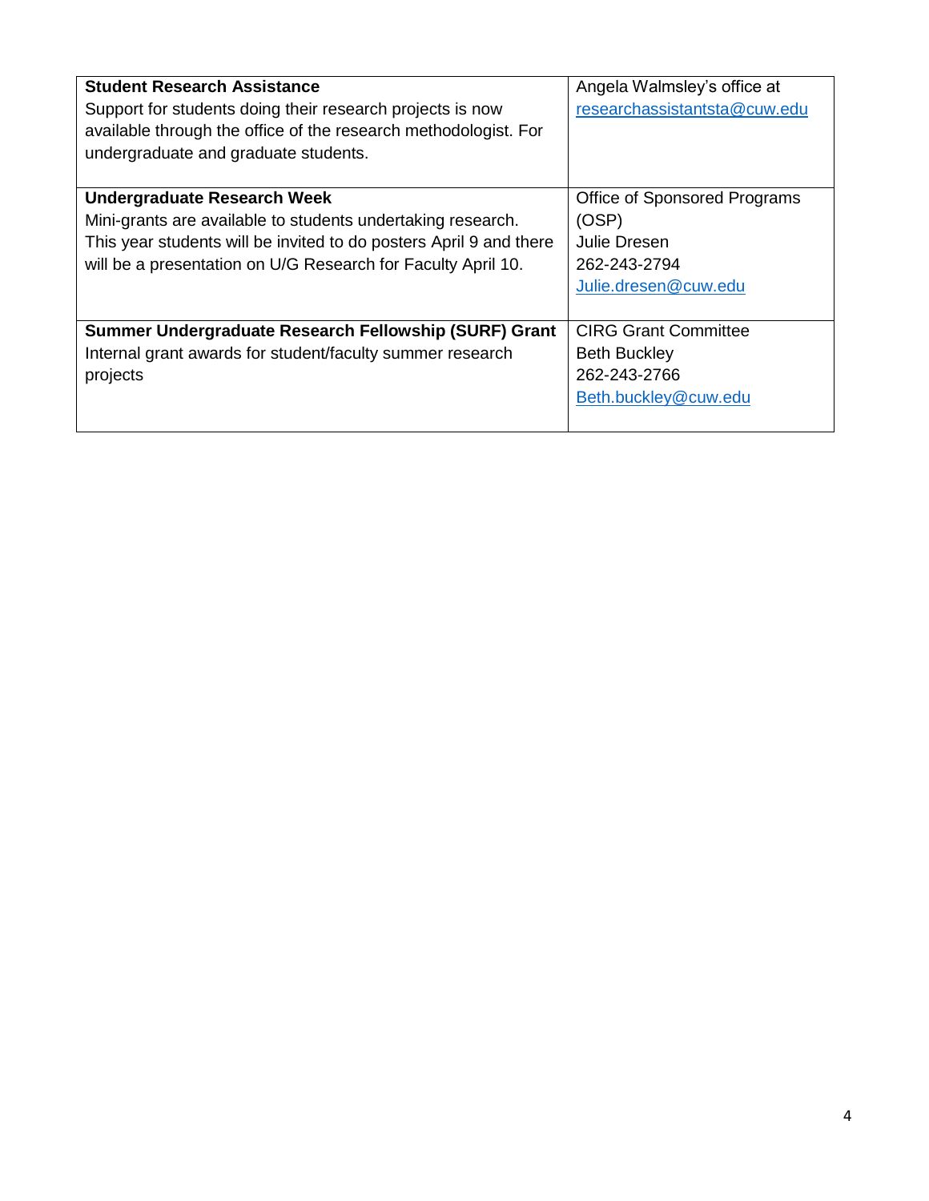| | |
|---|---|
| **Student Research Assistance**<br>Support for students doing their research projects is now available through the office of the research methodologist. For undergraduate and graduate students. | Angela Walmsley's office at<br>researchassistantsta@cuw.edu |
| **Undergraduate Research Week**<br>Mini-grants are available to students undertaking research. This year students will be invited to do posters April 9 and there will be a presentation on U/G Research for Faculty April 10. | Office of Sponsored Programs (OSP)<br>Julie Dresen<br>262-243-2794<br>Julie.dresen@cuw.edu |
| **Summer Undergraduate Research Fellowship (SURF) Grant**<br>Internal grant awards for student/faculty summer research projects | CIRG Grant Committee<br>Beth Buckley<br>262-243-2766<br>Beth.buckley@cuw.edu |